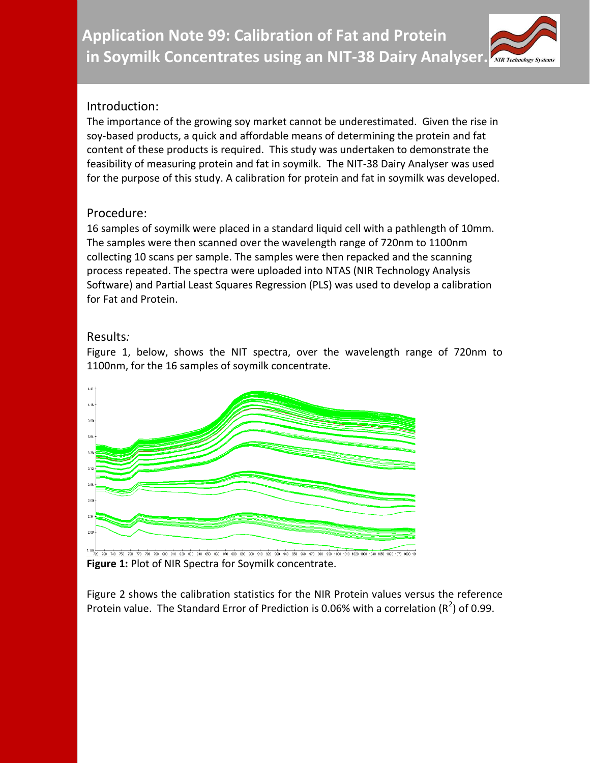# Application Note 99: Calibration of Fat and Protein in Soymilk Concentrates using an NIT-38 Dairy Analyser.

## Introduction:

The importance of the growing soy market cannot be underestimated. Given the rise in soy-based products, a quick and affordable means of determining the protein and fat content of these products is required. This study was undertaken to demonstrate the feasibility of measuring protein and fat in soymilk. The NIT-38 Dairy Analyser was used for the purpose of this study. A calibration for protein and fat in soymilk was developed.

## Procedure:

16 samples of soymilk were placed in a standard liquid cell with a pathlength of 10mm. The samples were then scanned over the wavelength range of 720nm to 1100nm collecting 10 scans per sample. The samples were then repacked and the scanning process repeated. The spectra were uploaded into NTAS (NIR Technology Analysis Software) and Partial Least Squares Regression (PLS) was used to develop a calibration for Fat and Protein.

## Results:

Figure 1, below, shows the NIT spectra, over the wavelength range of 720nm to 1100nm, for the 16 samples of soymilk concentrate.

**Figure 1:** Plot of NIR Spectra for Soymilk concentrate.

Figure 2 shows the calibration statistics for the NIR Protein values versus the reference Protein value. The Standard Error of Prediction is 0.06% with a correlation ($R^2$) of 0.99.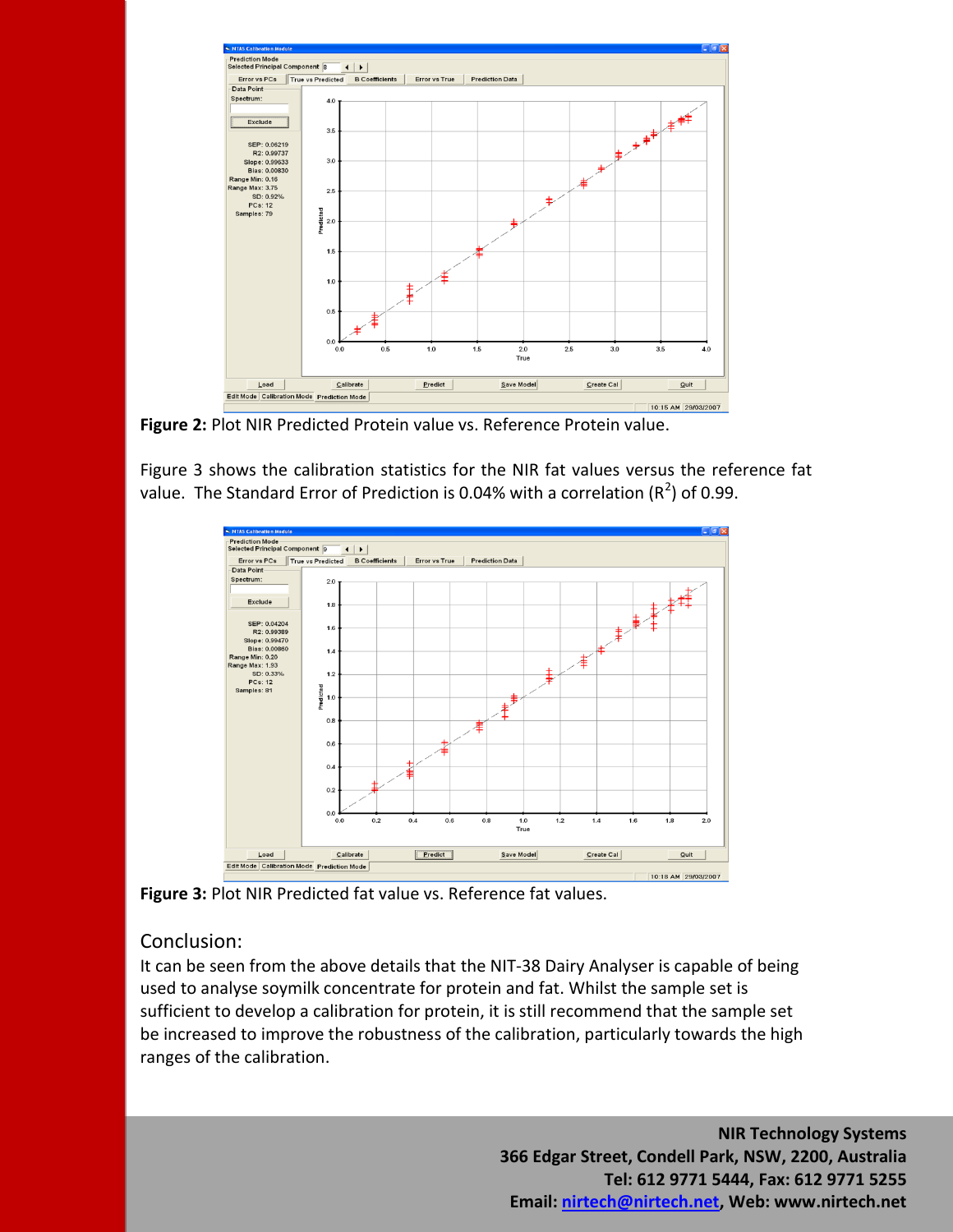NTAS Calibration Module

Prediction Mode
Selected Principal Component 8

Error vs PCs | True vs Predicted | B Coefficients | Error vs True | Prediction Data

Data Point
Spectrum:
Exclude

SEP: 0.06219
R2: 0.99737
Slope: 0.99633
Bias: 0.00830
Range Min: 0.16
Range Max: 3.75
SD: 0.92%
PCs: 12
Samples: 79

Predicted
True

Load | Calibrate | Predict | Save Model | Create Cal | Quit

Edit Mode | Calibration Mode | Prediction Mode

10:15 AM 29/03/2007

**Figure 2:** Plot NIR Predicted Protein value vs. Reference Protein value.

Figure 3 shows the calibration statistics for the NIR fat values versus the reference fat value. The Standard Error of Prediction is 0.04% with a correlation ($R^2$) of 0.99.

NTAS Calibration Module

Prediction Mode
Selected Principal Component 9

Error vs PCs | True vs Predicted | B Coefficients | Error vs True | Prediction Data

Data Point
Spectrum:
Exclude

SEP: 0.04204
R2: 0.99389
Slope: 0.99470
Bias: 0.00860
Range Min: 0.20
Range Max: 1.93
SD: 0.33%
PCs: 12
Samples: 81

Predicted
True

Load | Calibrate | Predict | Save Model | Create Cal | Quit

Edit Mode | Calibration Mode | Prediction Mode

10:18 AM 29/03/2007

**Figure 3:** Plot NIR Predicted fat value vs. Reference fat values.

## Conclusion:

It can be seen from the above details that the NIT-38 Dairy Analyser is capable of being used to analyse soymilk concentrate for protein and fat. Whilst the sample set is sufficient to develop a calibration for protein, it is still recommend that the sample set be increased to improve the robustness of the calibration, particularly towards the high ranges of the calibration.

**NIR Technology Systems**
**366 Edgar Street, Condell Park, NSW, 2200, Australia**
**Tel: 612 9771 5444, Fax: 612 9771 5255**
**Email: nirtech@nirtech.net, Web: www.nirtech.net**